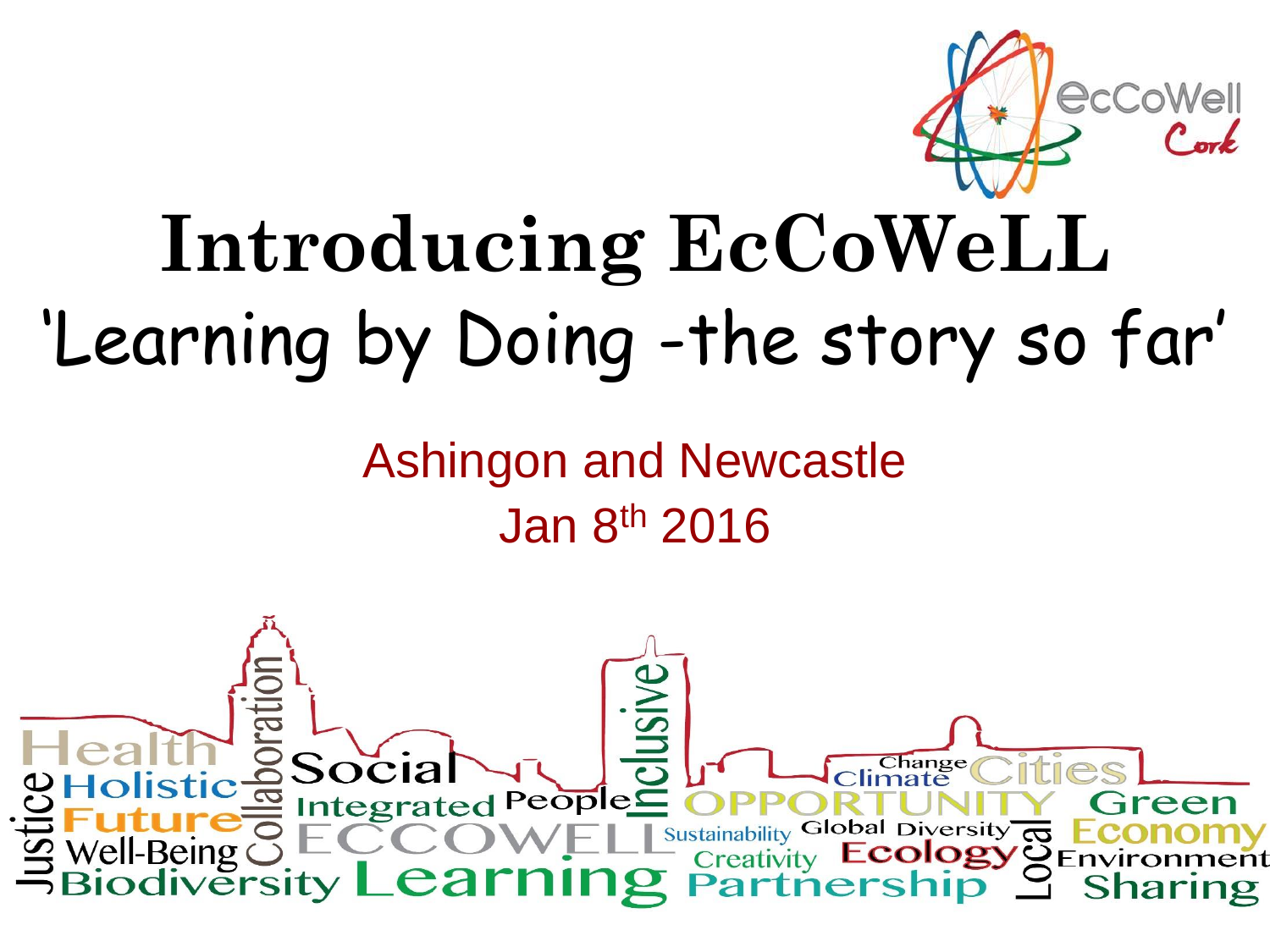# Introducing EcCoWeLL

## 'Learning by Doing -the story so far'

Ashingon and Newcastle

Jan 8th 2016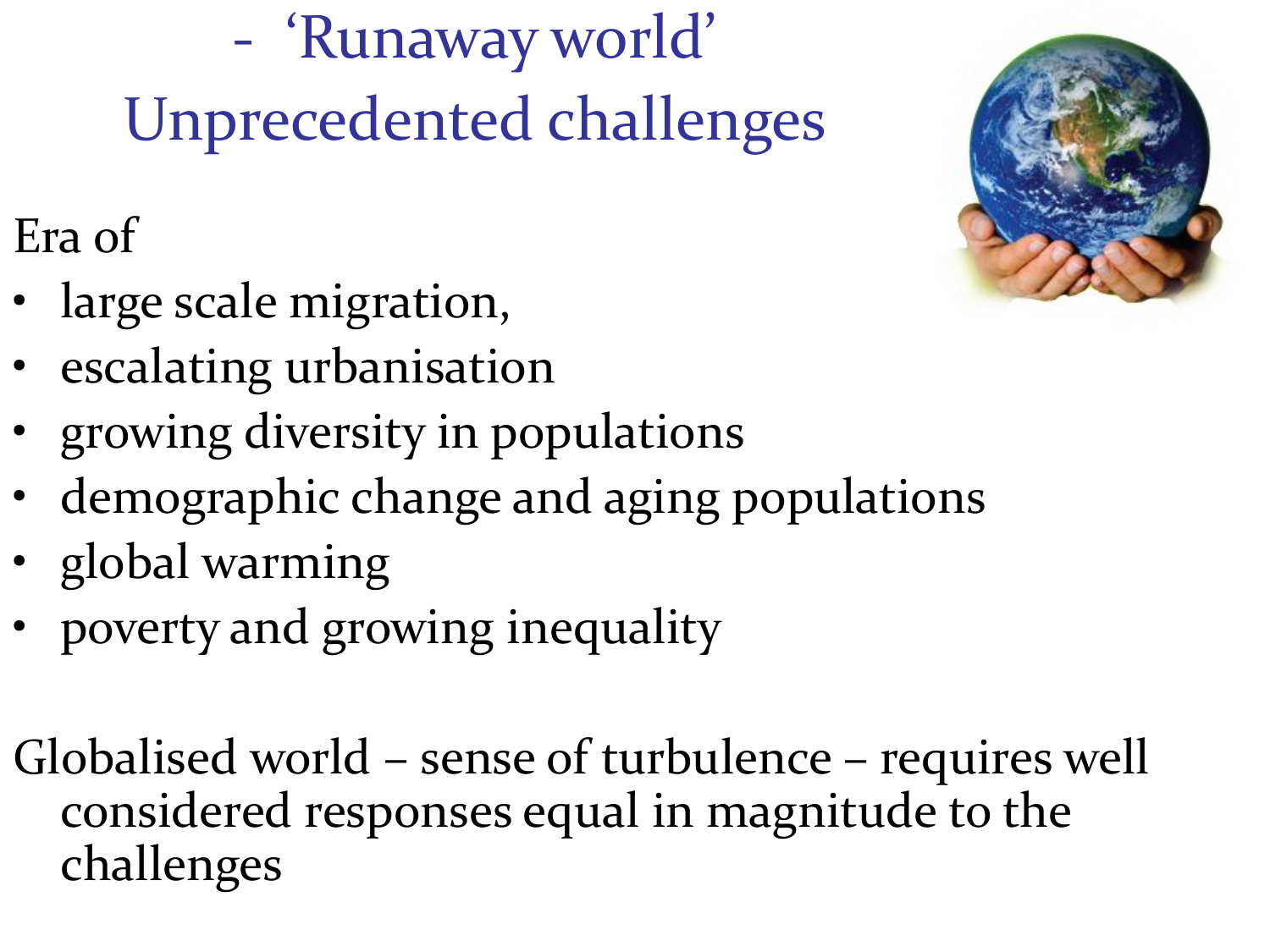# - 'Runaway world' Unprecedented challenges

Era of

- large scale migration,
- escalating urbanisation
- growing diversity in populations
- demographic change and aging populations
- global warming
- poverty and growing inequality

Globalised world – sense of turbulence – requires well considered responses equal in magnitude to the challenges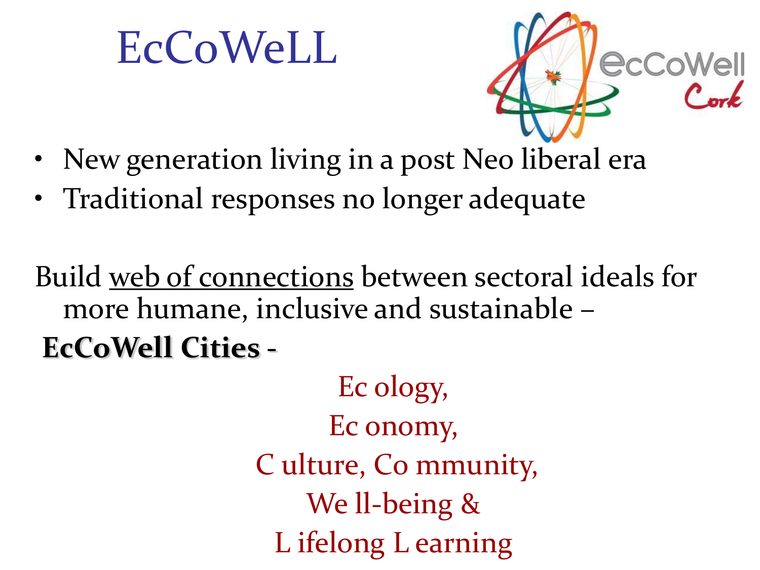# EcCoWeLL

- New generation living in a post Neo liberal era
- Traditional responses no longer adequate

Build web of connections between sectoral ideals for more humane, inclusive and sustainable –

**EcCoWell Cities** -

Ec ology,

Ec onomy,

C ulture, Co mmunity,

We ll-being &

L ifelong L earning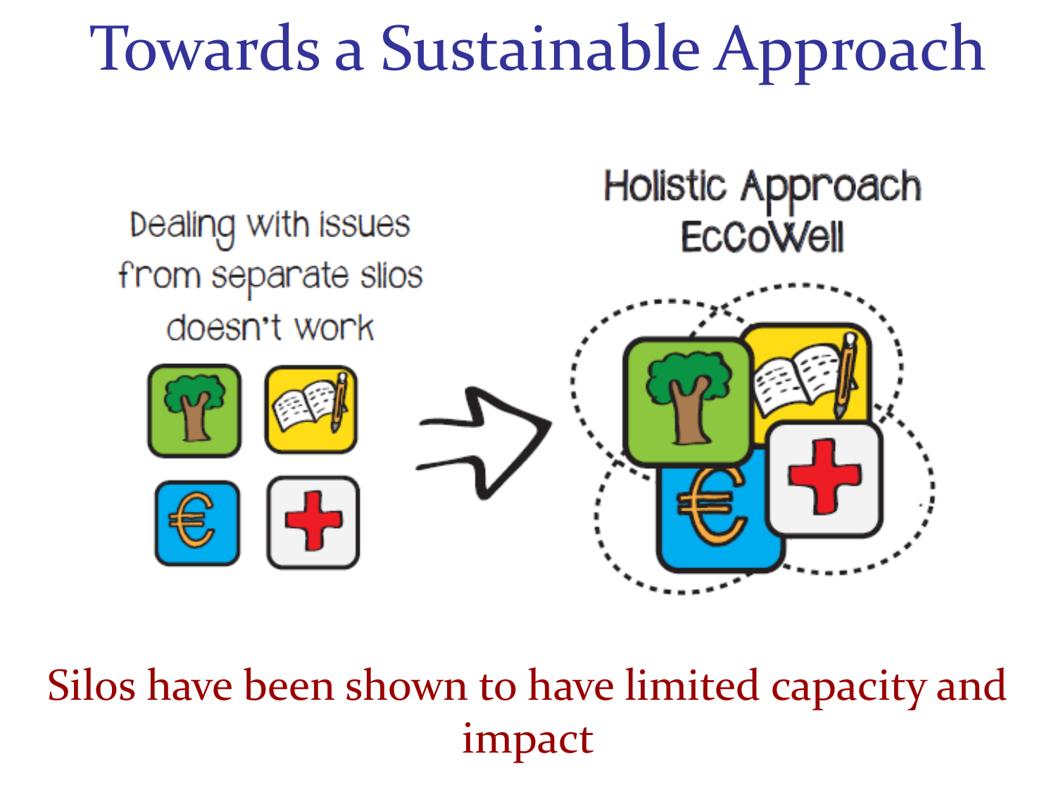# Towards a Sustainable Approach

Dealing with issues from separate silos doesn't work

Holistic Approach EcCoWell

Silos have been shown to have limited capacity and impact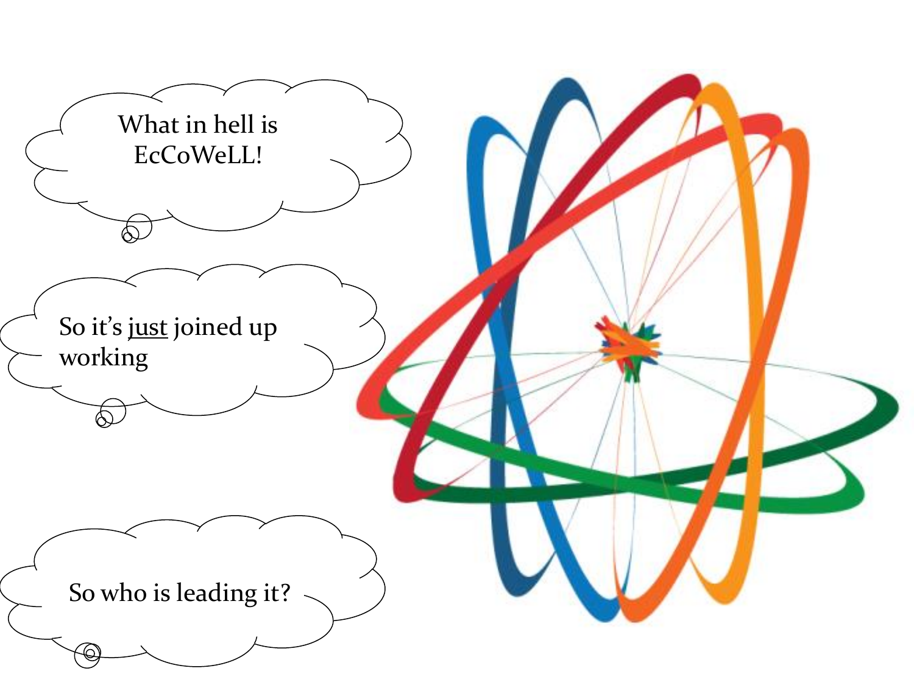What in hell is EcCoWeLL!

So it's <u>just</u> joined up working

So who is leading it?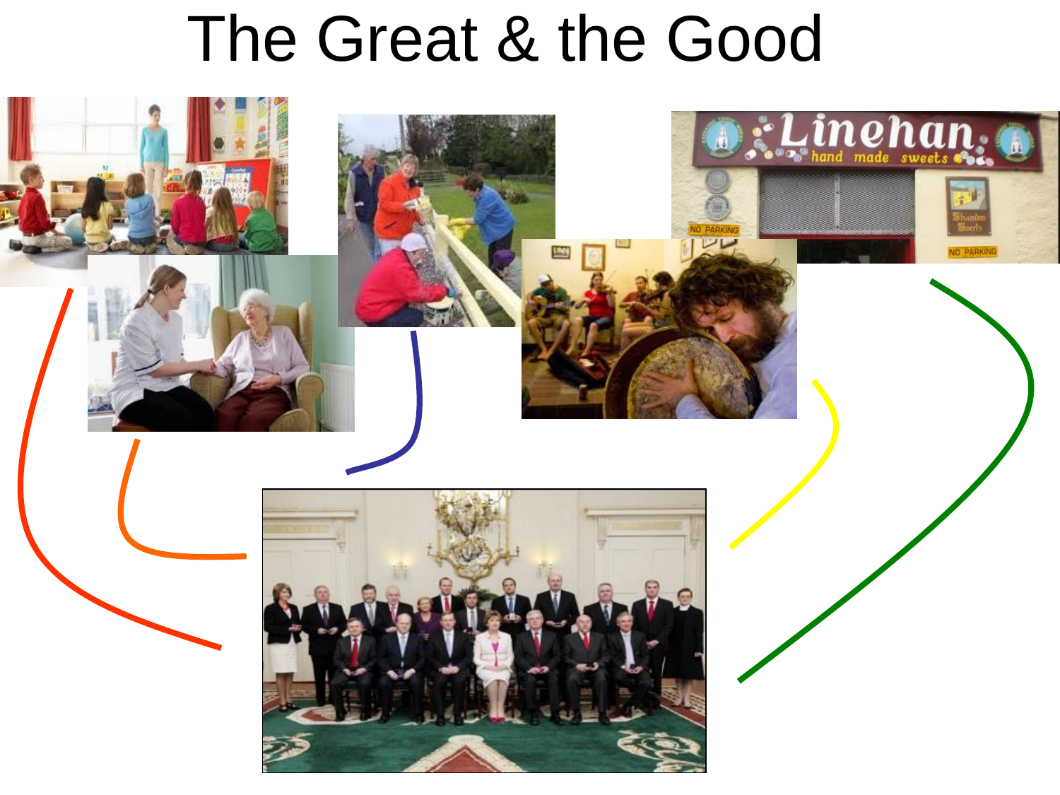# The Great & the Good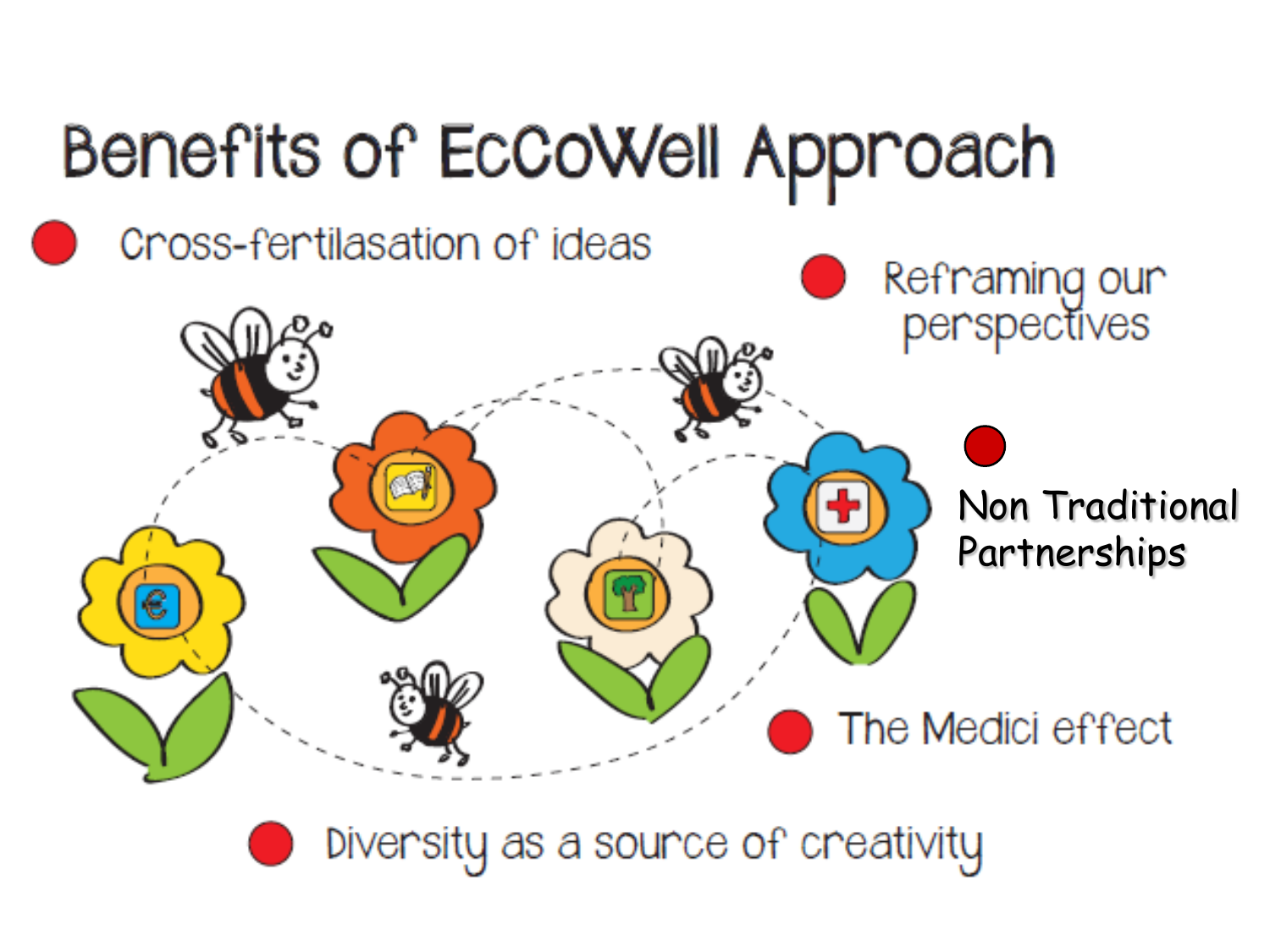# Benefits of EcCoWell Approach

- Cross-fertilasation of ideas
- Reframing our perspectives
- Non Traditional Partnerships
- The Medici effect
- Diversity as a source of creativity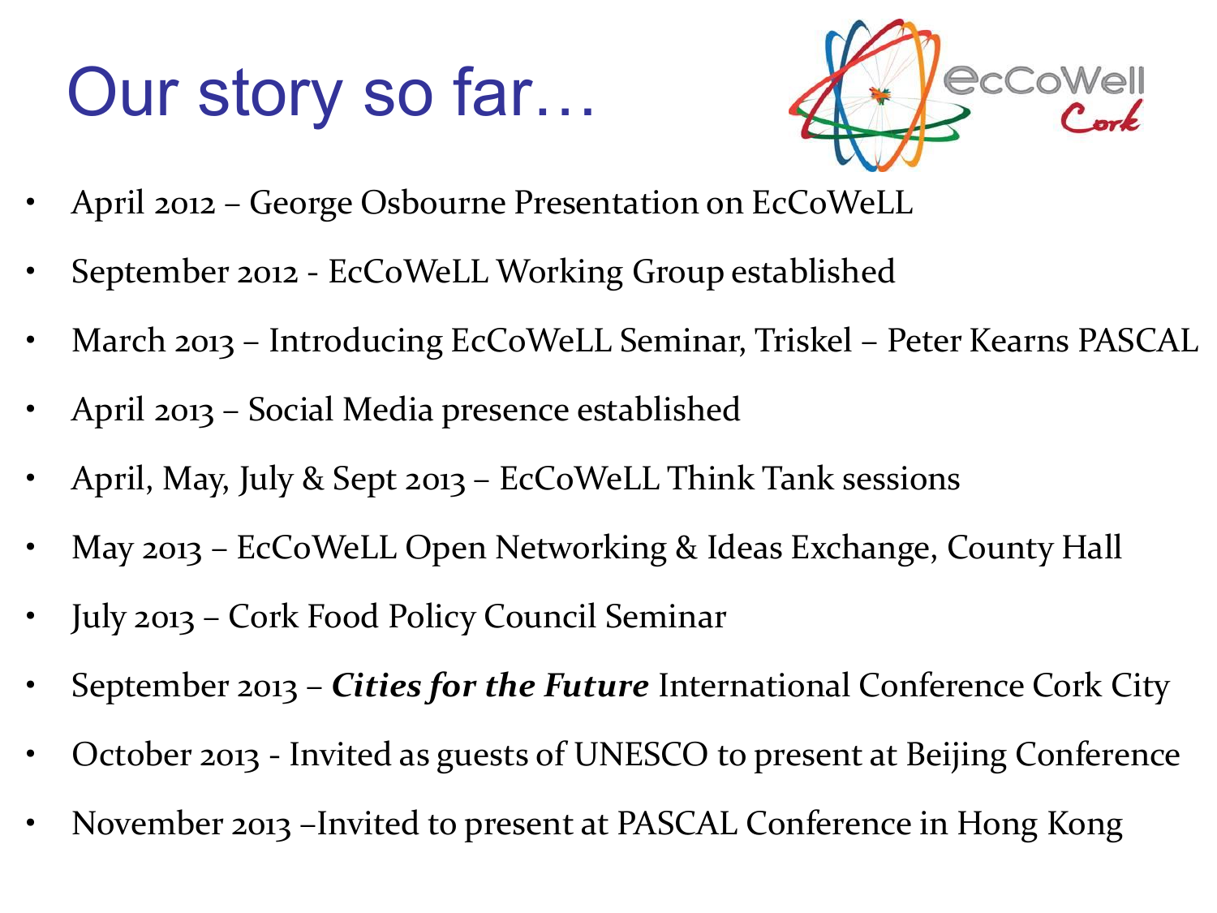# Our story so far…

- April 2012 – George Osbourne Presentation on EcCoWeLL
- September 2012 - EcCoWeLL Working Group established
- March 2013 – Introducing EcCoWeLL Seminar, Triskel – Peter Kearns PASCAL
- April 2013 – Social Media presence established
- April, May, July & Sept 2013 – EcCoWeLL Think Tank sessions
- May 2013 – EcCoWeLL Open Networking & Ideas Exchange, County Hall
- July 2013 – Cork Food Policy Council Seminar
- September 2013 – ***Cities for the Future*** International Conference Cork City
- October 2013 - Invited as guests of UNESCO to present at Beijing Conference
- November 2013 –Invited to present at PASCAL Conference in Hong Kong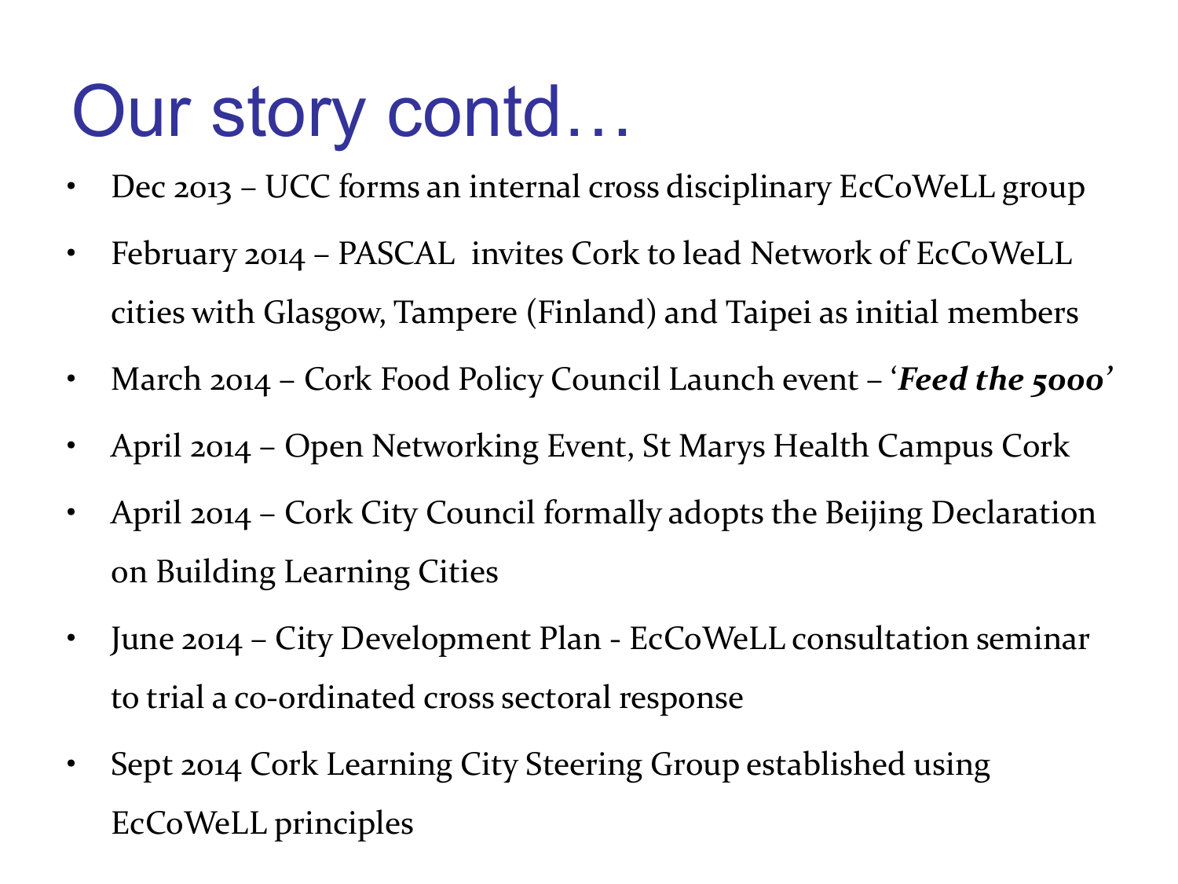# Our story contd…

- Dec 2013 – UCC forms an internal cross disciplinary EcCoWeLL group
- February 2014 – PASCAL invites Cork to lead Network of EcCoWeLL cities with Glasgow, Tampere (Finland) and Taipei as initial members
- March 2014 – Cork Food Policy Council Launch event – '***Feed the 5000***'
- April 2014 – Open Networking Event, St Marys Health Campus Cork
- April 2014 – Cork City Council formally adopts the Beijing Declaration on Building Learning Cities
- June 2014 – City Development Plan - EcCoWeLL consultation seminar to trial a co-ordinated cross sectoral response
- Sept 2014 Cork Learning City Steering Group established using EcCoWeLL principles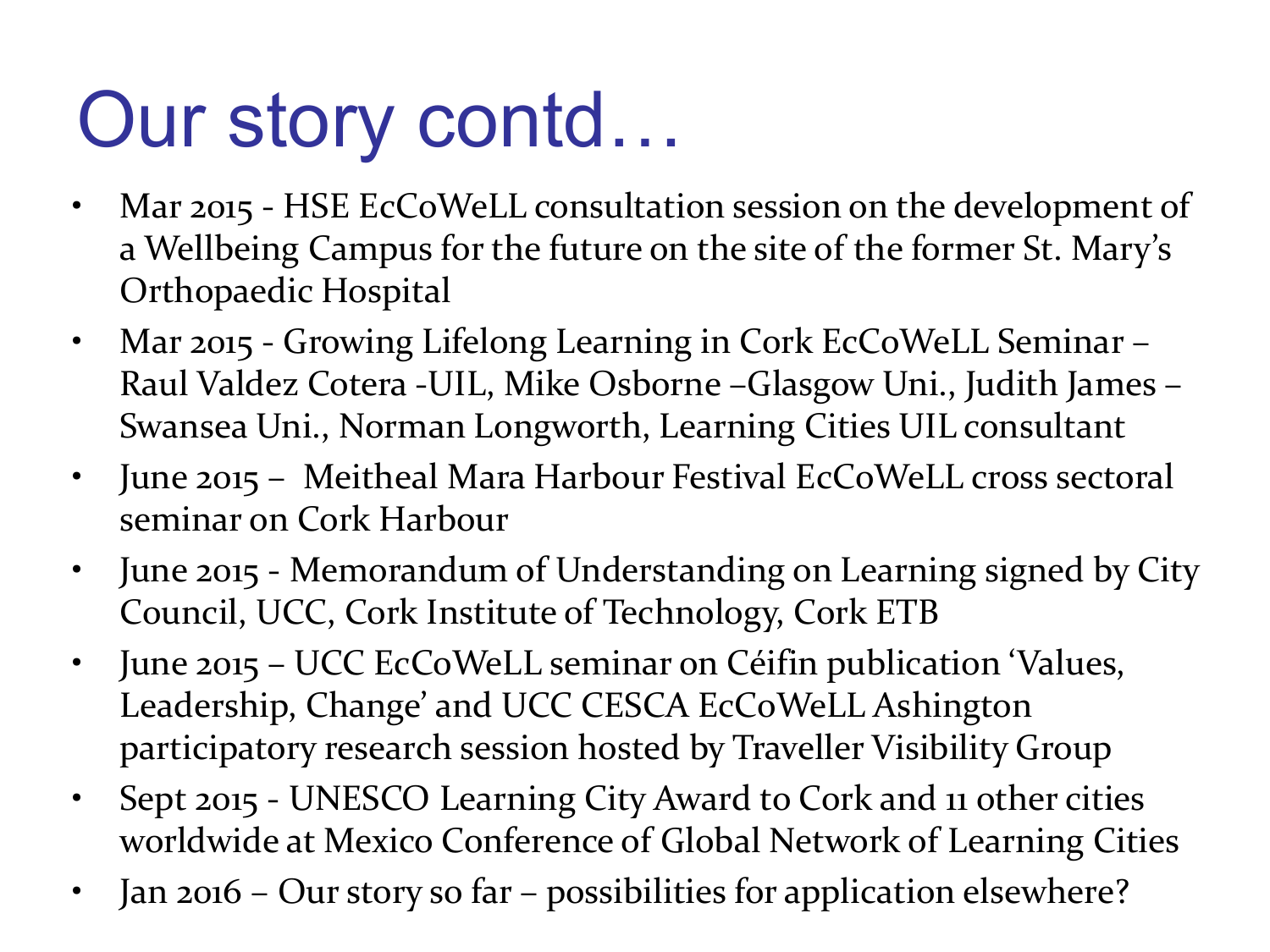# Our story contd…

- Mar 2015 - HSE EcCoWeLL consultation session on the development of a Wellbeing Campus for the future on the site of the former St. Mary's Orthopaedic Hospital
- Mar 2015 - Growing Lifelong Learning in Cork EcCoWeLL Seminar – Raul Valdez Cotera -UIL, Mike Osborne –Glasgow Uni., Judith James – Swansea Uni., Norman Longworth, Learning Cities UIL consultant
- June 2015 – Meitheal Mara Harbour Festival EcCoWeLL cross sectoral seminar on Cork Harbour
- June 2015 - Memorandum of Understanding on Learning signed by City Council, UCC, Cork Institute of Technology, Cork ETB
- June 2015 – UCC EcCoWeLL seminar on Céifin publication 'Values, Leadership, Change' and UCC CESCA EcCoWeLL Ashington participatory research session hosted by Traveller Visibility Group
- Sept 2015 - UNESCO Learning City Award to Cork and 11 other cities worldwide at Mexico Conference of Global Network of Learning Cities
- Jan 2016 – Our story so far – possibilities for application elsewhere?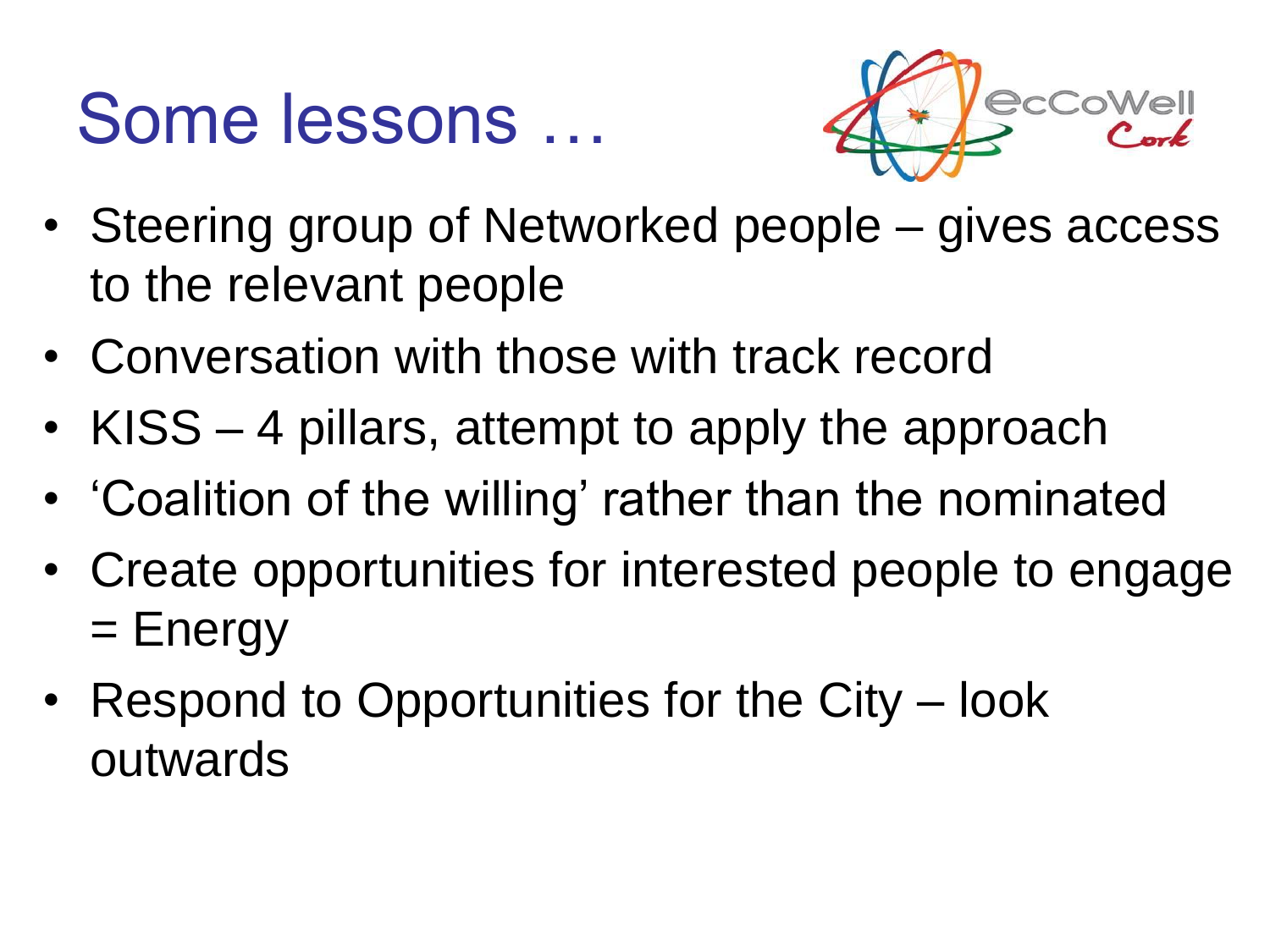# Some lessons …

- Steering group of Networked people – gives access to the relevant people
- Conversation with those with track record
- KISS – 4 pillars, attempt to apply the approach
- 'Coalition of the willing' rather than the nominated
- Create opportunities for interested people to engage = Energy
- Respond to Opportunities for the City – look outwards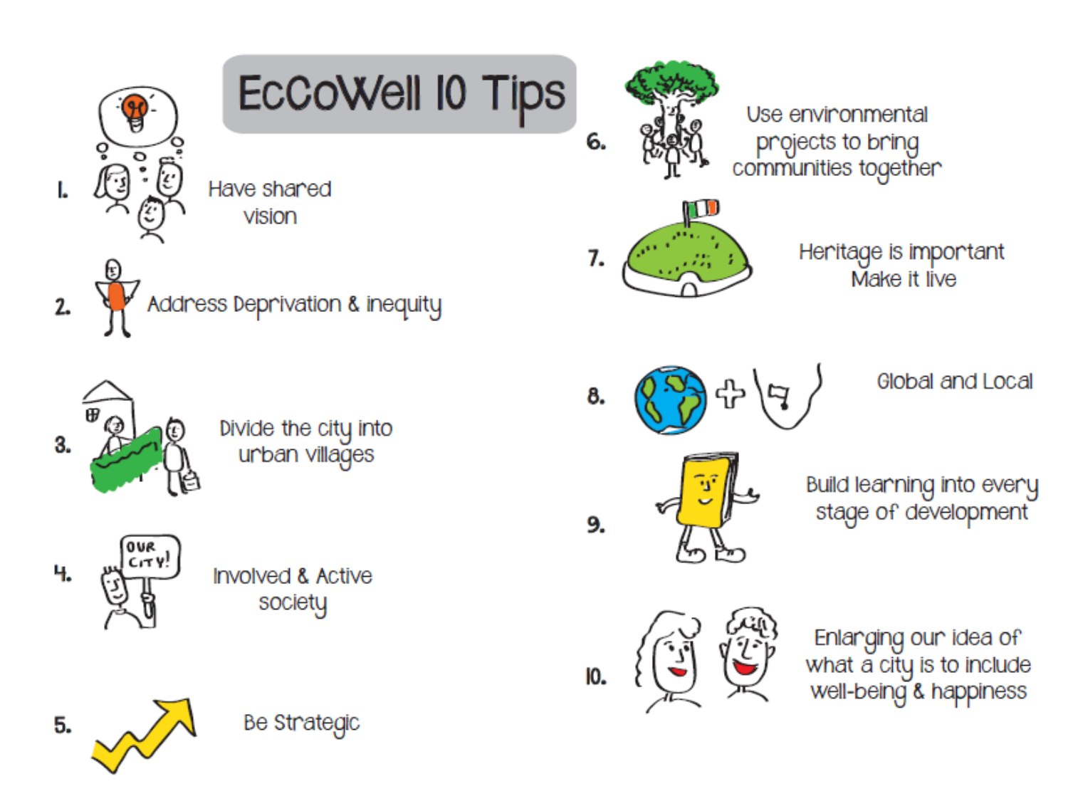# EcCoWell 10 Tips

1. Have shared vision
2. Address Deprivation & inequity
3. Divide the city into urban villages
4. Involved & Active society
5. Be Strategic
6. Use environmental projects to bring communities together
7. Heritage is important Make it live
8. Global and Local
9. Build learning into every stage of development
10. Enlarging our idea of what a city is to include well-being & happiness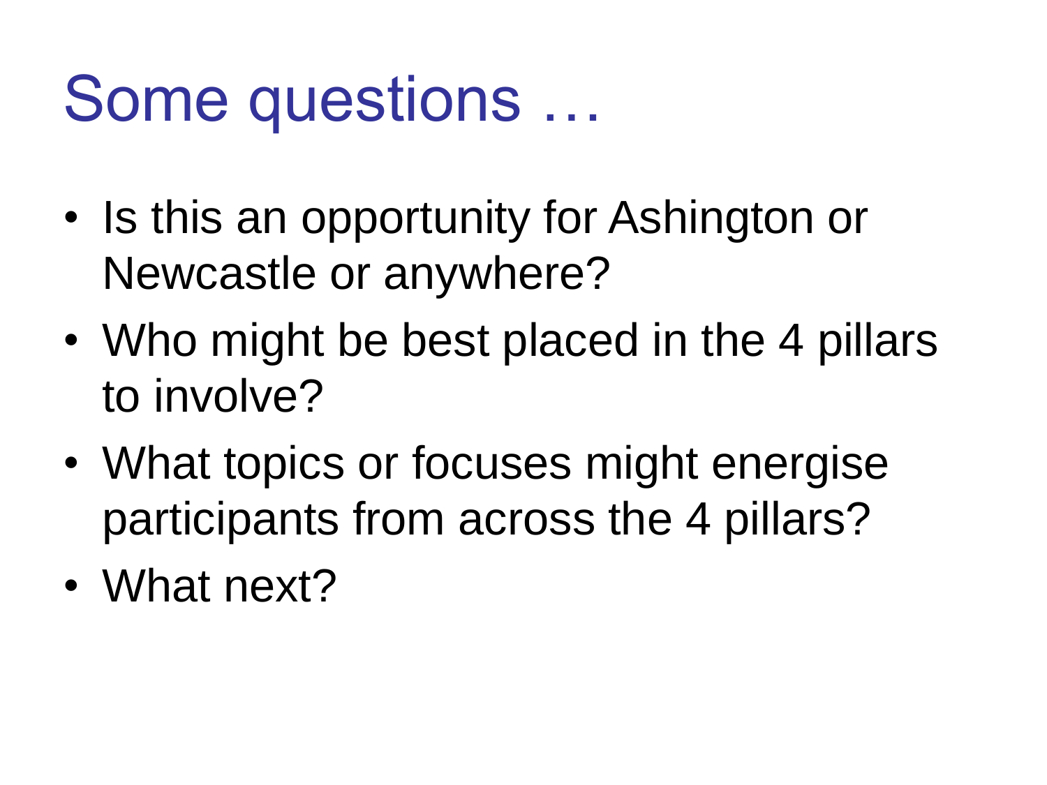# Some questions …

- Is this an opportunity for Ashington or Newcastle or anywhere?
- Who might be best placed in the 4 pillars to involve?
- What topics or focuses might energise participants from across the 4 pillars?
- What next?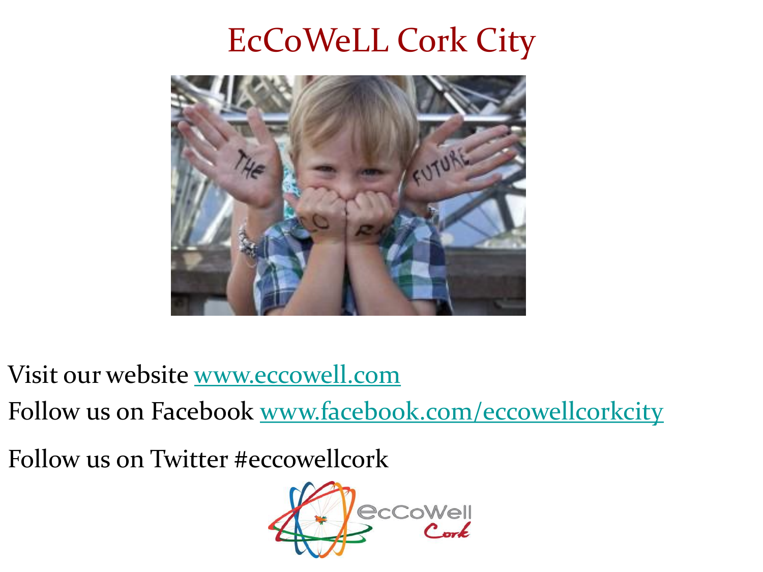# EcCoWeLL Cork City

Visit our website [www.eccowell.com](http://www.eccowell.com)

Follow us on Facebook [www.facebook.com/eccowellcorkcity](http://www.facebook.com/eccowellcorkcity)

Follow us on Twitter #eccowellcork